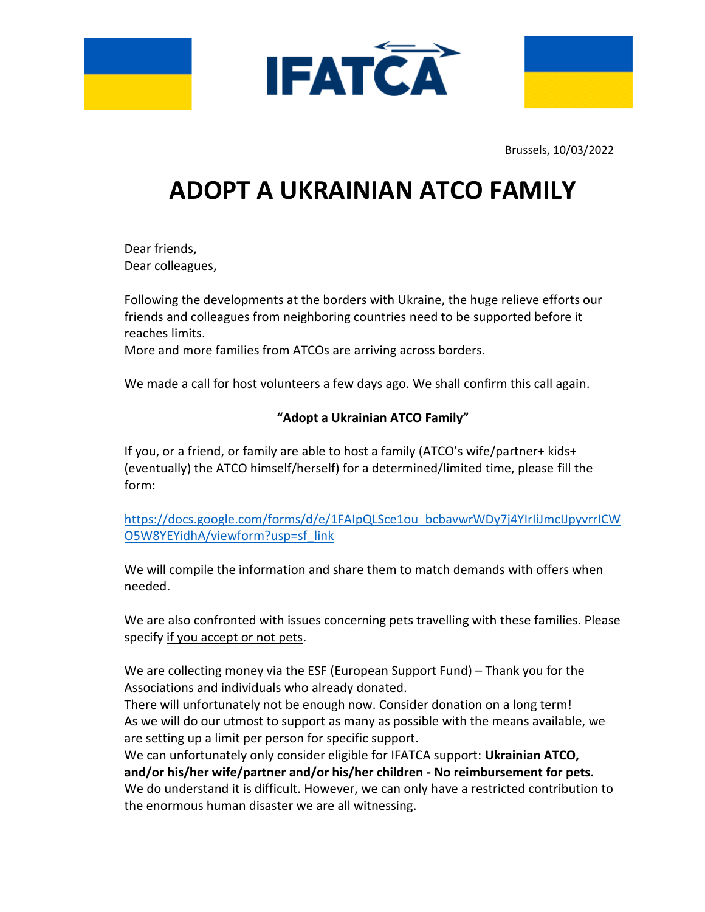IFATCA

Brussels, 10/03/2022

# ADOPT A UKRAINIAN ATCO FAMILY

Dear friends,
Dear colleagues,

Following the developments at the borders with Ukraine, the huge relieve efforts our friends and colleagues from neighboring countries need to be supported before it reaches limits.
More and more families from ATCOs are arriving across borders.

We made a call for host volunteers a few days ago. We shall confirm this call again.

**"Adopt a Ukrainian ATCO Family"**

If you, or a friend, or family are able to host a family (ATCO's wife/partner+ kids+ (eventually) the ATCO himself/herself) for a determined/limited time, please fill the form:

https://docs.google.com/forms/d/e/1FAIpQLSce1ou_bcbavwrWDy7j4YIrIiJmcIJpyvrrICWO5W8YEYidhA/viewform?usp=sf_link

We will compile the information and share them to match demands with offers when needed.

We are also confronted with issues concerning pets travelling with these families. Please specify if you accept or not pets.

We are collecting money via the ESF (European Support Fund) – Thank you for the Associations and individuals who already donated.
There will unfortunately not be enough now. Consider donation on a long term!
As we will do our utmost to support as many as possible with the means available, we are setting up a limit per person for specific support.
We can unfortunately only consider eligible for IFATCA support: **Ukrainian ATCO, and/or his/her wife/partner and/or his/her children - No reimbursement for pets.**
We do understand it is difficult. However, we can only have a restricted contribution to the enormous human disaster we are all witnessing.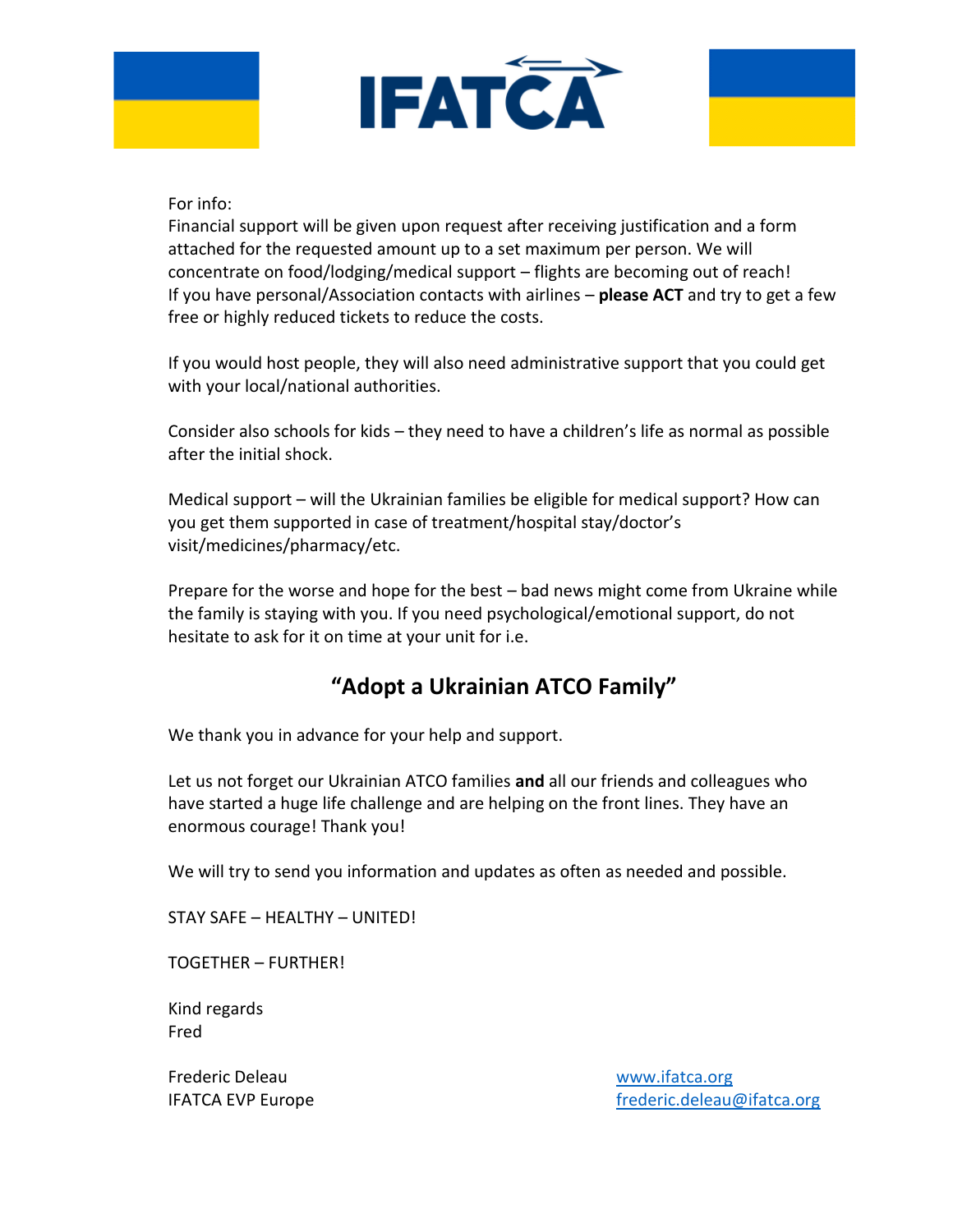For info:
Financial support will be given upon request after receiving justification and a form attached for the requested amount up to a set maximum per person. We will concentrate on food/lodging/medical support – flights are becoming out of reach!
If you have personal/Association contacts with airlines – **please ACT** and try to get a few free or highly reduced tickets to reduce the costs.

If you would host people, they will also need administrative support that you could get with your local/national authorities.

Consider also schools for kids – they need to have a children's life as normal as possible after the initial shock.

Medical support – will the Ukrainian families be eligible for medical support? How can you get them supported in case of treatment/hospital stay/doctor's visit/medicines/pharmacy/etc.

Prepare for the worse and hope for the best – bad news might come from Ukraine while the family is staying with you. If you need psychological/emotional support, do not hesitate to ask for it on time at your unit for i.e.

## "Adopt a Ukrainian ATCO Family"

We thank you in advance for your help and support.

Let us not forget our Ukrainian ATCO families **and** all our friends and colleagues who have started a huge life challenge and are helping on the front lines. They have an enormous courage! Thank you!

We will try to send you information and updates as often as needed and possible.

STAY SAFE – HEALTHY – UNITED!

TOGETHER – FURTHER!

Kind regards
Fred

Frederic Deleau
IFATCA EVP Europe

www.ifatca.org
frederic.deleau@ifatca.org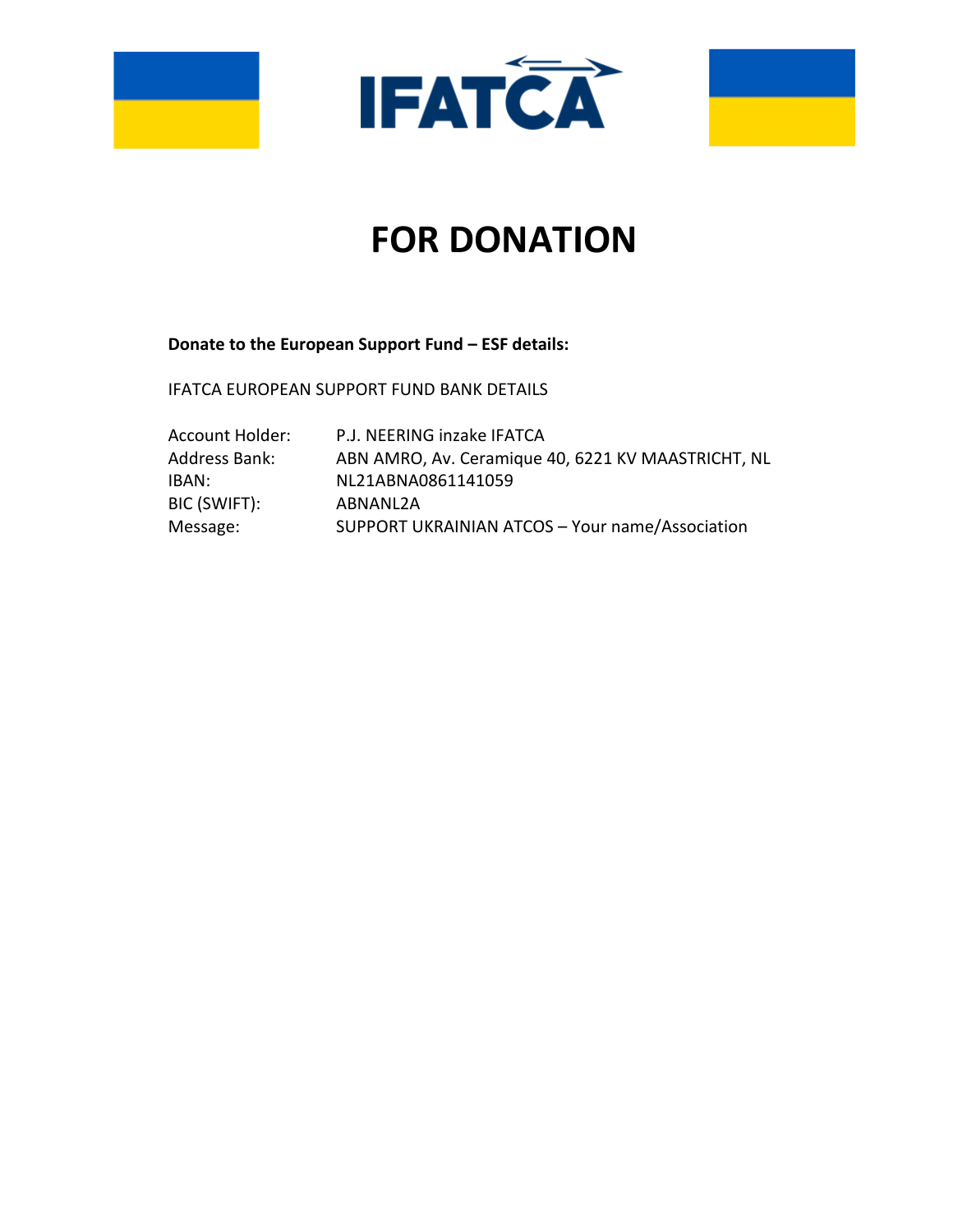IFATCA

# FOR DONATION

**Donate to the European Support Fund – ESF details:**

IFATCA EUROPEAN SUPPORT FUND BANK DETAILS

| | |
|---|---|
| Account Holder: | P.J. NEERING inzake IFATCA |
| Address Bank: | ABN AMRO, Av. Ceramique 40, 6221 KV MAASTRICHT, NL |
| IBAN: | NL21ABNA0861141059 |
| BIC (SWIFT): | ABNANL2A |
| Message: | SUPPORT UKRAINIAN ATCOS – Your name/Association |